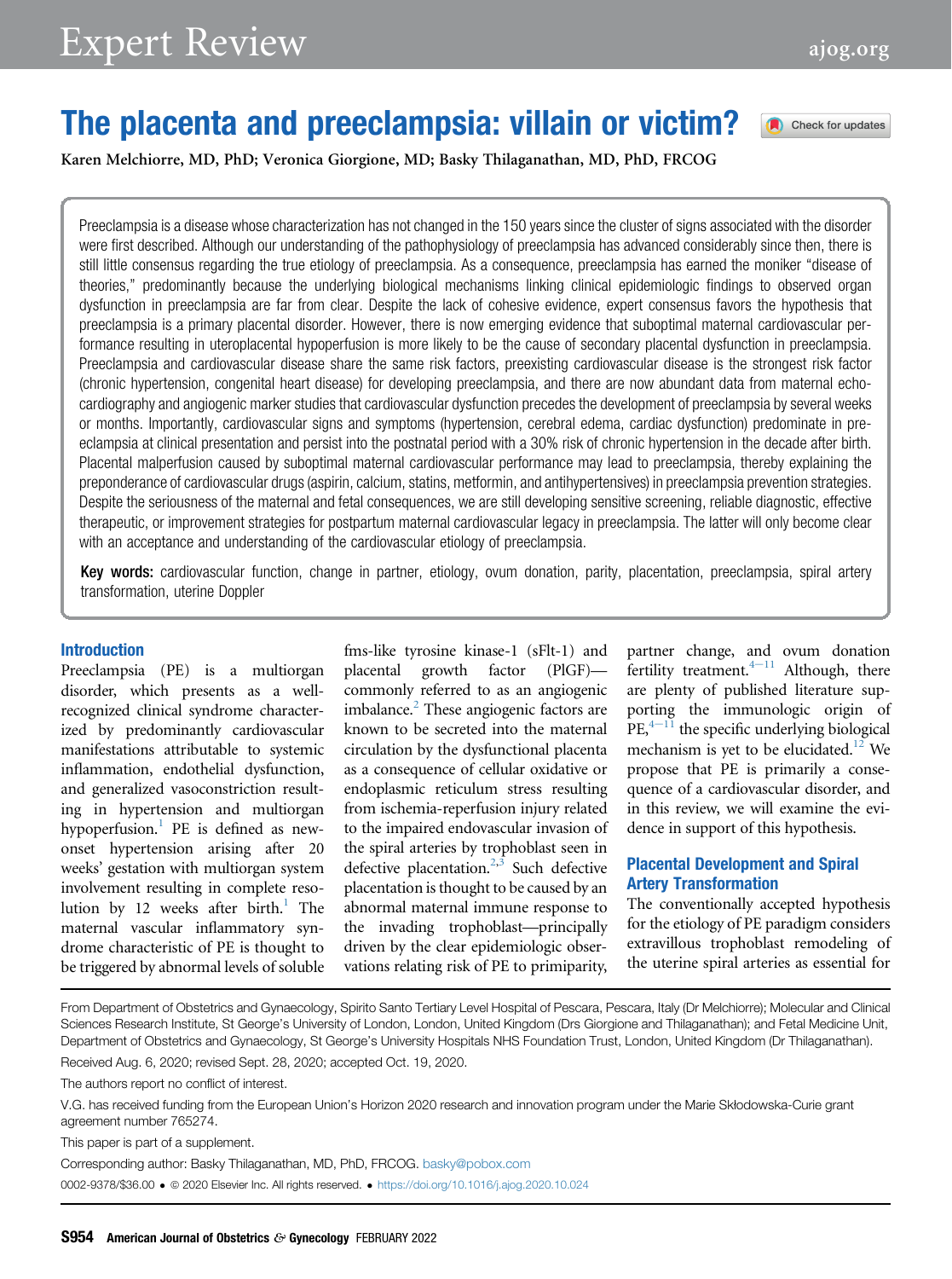# The placenta and preeclampsia: villain or victim?

Karen Melchiorre, MD, PhD; Veronica Giorgione, MD; Basky Thilaganathan, MD, PhD, FRCOG

Preeclampsia is a disease whose characterization has not changed in the 150 years since the cluster of signs associated with the disorder were first described. Although our understanding of the pathophysiology of preeclampsia has advanced considerably since then, there is still little consensus regarding the true etiology of preeclampsia. As a consequence, preeclampsia has earned the moniker "disease of theories," predominantly because the underlying biological mechanisms linking clinical epidemiologic findings to observed organ dysfunction in preeclampsia are far from clear. Despite the lack of cohesive evidence, expert consensus favors the hypothesis that preeclampsia is a primary placental disorder. However, there is now emerging evidence that suboptimal maternal cardiovascular performance resulting in uteroplacental hypoperfusion is more likely to be the cause of secondary placental dysfunction in preeclampsia. Preeclampsia and cardiovascular disease share the same risk factors, preexisting cardiovascular disease is the strongest risk factor (chronic hypertension, congenital heart disease) for developing preeclampsia, and there are now abundant data from maternal echocardiography and angiogenic marker studies that cardiovascular dysfunction precedes the development of preeclampsia by several weeks or months. Importantly, cardiovascular signs and symptoms (hypertension, cerebral edema, cardiac dysfunction) predominate in preeclampsia at clinical presentation and persist into the postnatal period with a 30% risk of chronic hypertension in the decade after birth. Placental malperfusion caused by suboptimal maternal cardiovascular performance may lead to preeclampsia, thereby explaining the preponderance of cardiovascular drugs (aspirin, calcium, statins, metformin, and antihypertensives) in preeclampsia prevention strategies. Despite the seriousness of the maternal and fetal consequences, we are still developing sensitive screening, reliable diagnostic, effective therapeutic, or improvement strategies for postpartum maternal cardiovascular legacy in preeclampsia. The latter will only become clear with an acceptance and understanding of the cardiovascular etiology of preeclampsia.

**Key words:** cardiovascular function, change in partner, etiology, ovum donation, parity, placentation, preeclampsia, spiral artery transformation, uterine Doppler

## Introduction

Preeclampsia (PE) is a multiorgan disorder, which presents as a well-recognized clinical syndrome characterized by predominantly cardiovascular manifestations attributable to systemic inflammation, endothelial dysfunction, and generalized vasoconstriction resulting in hypertension and multiorgan hypoperfusion.[1] PE is defined as new-onset hypertension arising after 20 weeks' gestation with multiorgan system involvement resulting in complete resolution by 12 weeks after birth.[1] The maternal vascular inflammatory syndrome characteristic of PE is thought to be triggered by abnormal levels of soluble fms-like tyrosine kinase-1 (sFlt-1) and placental growth factor (PlGF)—commonly referred to as an angiogenic imbalance.[2] These angiogenic factors are known to be secreted into the maternal circulation by the dysfunctional placenta as a consequence of cellular oxidative or endoplasmic reticulum stress resulting from ischemia-reperfusion injury related to the impaired endovascular invasion of the spiral arteries by trophoblast seen in defective placentation.[2,3] Such defective placentation is thought to be caused by an abnormal maternal immune response to the invading trophoblast—principally driven by the clear epidemiologic observations relating risk of PE to primiparity, partner change, and ovum donation fertility treatment.[4–11] Although, there are plenty of published literature supporting the immunologic origin of PE,[4–11] the specific underlying biological mechanism is yet to be elucidated.[12] We propose that PE is primarily a consequence of a cardiovascular disorder, and in this review, we will examine the evidence in support of this hypothesis.

## Placental Development and Spiral Artery Transformation

The conventionally accepted hypothesis for the etiology of PE paradigm considers extravillous trophoblast remodeling of the uterine spiral arteries as essential for

---

From Department of Obstetrics and Gynaecology, Spirito Santo Tertiary Level Hospital of Pescara, Pescara, Italy (Dr Melchiorre); Molecular and Clinical Sciences Research Institute, St George's University of London, London, United Kingdom (Drs Giorgione and Thilaganathan); and Fetal Medicine Unit, Department of Obstetrics and Gynaecology, St George's University Hospitals NHS Foundation Trust, London, United Kingdom (Dr Thilaganathan).

Received Aug. 6, 2020; revised Sept. 28, 2020; accepted Oct. 19, 2020.

The authors report no conflict of interest.

V.G. has received funding from the European Union's Horizon 2020 research and innovation program under the Marie Skłodowska-Curie grant agreement number 765274.

This paper is part of a supplement.

Corresponding author: Basky Thilaganathan, MD, PhD, FRCOG. basky@pobox.com

0002-9378/$36.00 • © 2020 Elsevier Inc. All rights reserved. • https://doi.org/10.1016/j.ajog.2020.10.024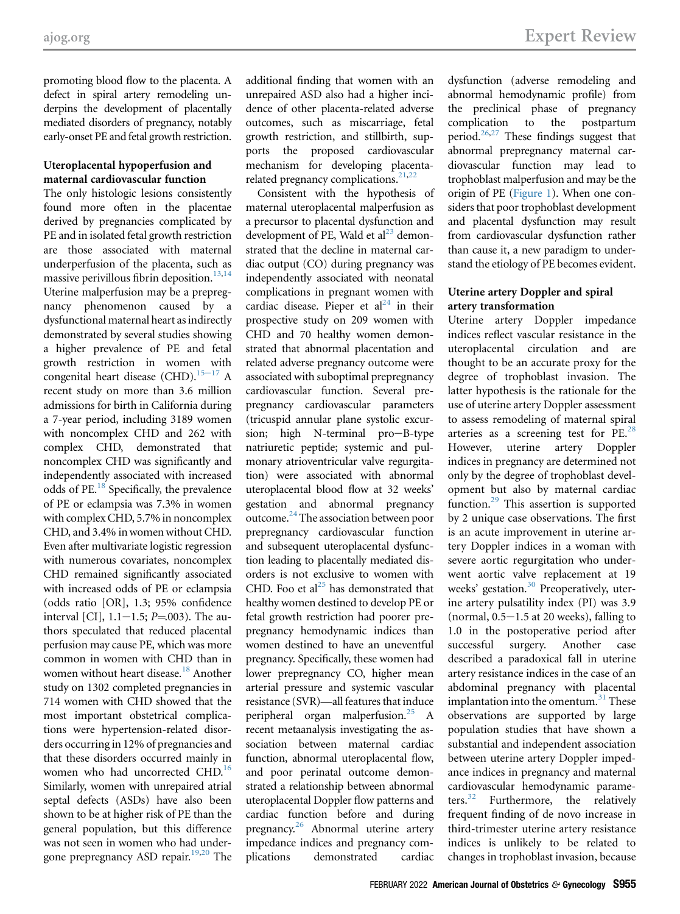promoting blood flow to the placenta. A defect in spiral artery remodeling underpins the development of placentally mediated disorders of pregnancy, notably early-onset PE and fetal growth restriction.

### Uteroplacental hypoperfusion and maternal cardiovascular function

The only histologic lesions consistently found more often in the placentae derived by pregnancies complicated by PE and in isolated fetal growth restriction are those associated with maternal underperfusion of the placenta, such as massive perivillous fibrin deposition.[13,14] Uterine malperfusion may be a prepregnancy phenomenon caused by a dysfunctional maternal heart as indirectly demonstrated by several studies showing a higher prevalence of PE and fetal growth restriction in women with congenital heart disease (CHD).[15–17] A recent study on more than 3.6 million admissions for birth in California during a 7-year period, including 3189 women with noncomplex CHD and 262 with complex CHD, demonstrated that noncomplex CHD was significantly and independently associated with increased odds of PE.[18] Specifically, the prevalence of PE or eclampsia was 7.3% in women with complex CHD, 5.7% in noncomplex CHD, and 3.4% in women without CHD. Even after multivariate logistic regression with numerous covariates, noncomplex CHD remained significantly associated with increased odds of PE or eclampsia (odds ratio [OR], 1.3; 95% confidence interval [CI], 1.1–1.5; $P$=.003). The authors speculated that reduced placental perfusion may cause PE, which was more common in women with CHD than in women without heart disease.[18] Another study on 1302 completed pregnancies in 714 women with CHD showed that the most important obstetrical complications were hypertension-related disorders occurring in 12% of pregnancies and that these disorders occurred mainly in women who had uncorrected CHD.[16] Similarly, women with unrepaired atrial septal defects (ASDs) have also been shown to be at higher risk of PE than the general population, but this difference was not seen in women who had undergone prepregnancy ASD repair.[19,20] The additional finding that women with an unrepaired ASD also had a higher incidence of other placenta-related adverse outcomes, such as miscarriage, fetal growth restriction, and stillbirth, supports the proposed cardiovascular mechanism for developing placenta-related pregnancy complications.[21,22]

Consistent with the hypothesis of maternal uteroplacental malperfusion as a precursor to placental dysfunction and development of PE, Wald et al[23] demonstrated that the decline in maternal cardiac output (CO) during pregnancy was independently associated with neonatal complications in pregnant women with cardiac disease. Pieper et al[24] in their prospective study on 209 women with CHD and 70 healthy women demonstrated that abnormal placentation and related adverse pregnancy outcome were associated with suboptimal prepregnancy cardiovascular function. Several prepregnancy cardiovascular parameters (tricuspid annular plane systolic excursion; high N-terminal pro–B-type natriuretic peptide; systemic and pulmonary atrioventricular valve regurgitation) were associated with abnormal uteroplacental blood flow at 32 weeks' gestation and abnormal pregnancy outcome.[24] The association between poor prepregnancy cardiovascular function and subsequent uteroplacental dysfunction leading to placentally mediated disorders is not exclusive to women with CHD. Foo et al[25] has demonstrated that healthy women destined to develop PE or fetal growth restriction had poorer prepregnancy hemodynamic indices than women destined to have an uneventful pregnancy. Specifically, these women had lower prepregnancy CO, higher mean arterial pressure and systemic vascular resistance (SVR)—all features that induce peripheral organ malperfusion.[25] A recent metaanalysis investigating the association between maternal cardiac function, abnormal uteroplacental flow, and poor perinatal outcome demonstrated a relationship between abnormal uteroplacental Doppler flow patterns and cardiac function before and during pregnancy.[26] Abnormal uterine artery impedance indices and pregnancy complications demonstrated cardiac dysfunction (adverse remodeling and abnormal hemodynamic profile) from the preclinical phase of pregnancy complication to the postpartum period.[26,27] These findings suggest that abnormal prepregnancy maternal cardiovascular function may lead to trophoblast malperfusion and may be the origin of PE (Figure 1). When one considers that poor trophoblast development and placental dysfunction may result from cardiovascular dysfunction rather than cause it, a new paradigm to understand the etiology of PE becomes evident.

### Uterine artery Doppler and spiral artery transformation

Uterine artery Doppler impedance indices reflect vascular resistance in the uteroplacental circulation and are thought to be an accurate proxy for the degree of trophoblast invasion. The latter hypothesis is the rationale for the use of uterine artery Doppler assessment to assess remodeling of maternal spiral arteries as a screening test for PE.[28] However, uterine artery Doppler indices in pregnancy are determined not only by the degree of trophoblast development but also by maternal cardiac function.[29] This assertion is supported by 2 unique case observations. The first is an acute improvement in uterine artery Doppler indices in a woman with severe aortic regurgitation who underwent aortic valve replacement at 19 weeks' gestation.[30] Preoperatively, uterine artery pulsatility index (PI) was 3.9 (normal, 0.5–1.5 at 20 weeks), falling to 1.0 in the postoperative period after successful surgery. Another case described a paradoxical fall in uterine artery resistance indices in the case of an abdominal pregnancy with placental implantation into the omentum.[31] These observations are supported by large population studies that have shown a substantial and independent association between uterine artery Doppler impedance indices in pregnancy and maternal cardiovascular hemodynamic parameters.[32] Furthermore, the relatively frequent finding of de novo increase in third-trimester uterine artery resistance indices is unlikely to be related to changes in trophoblast invasion, because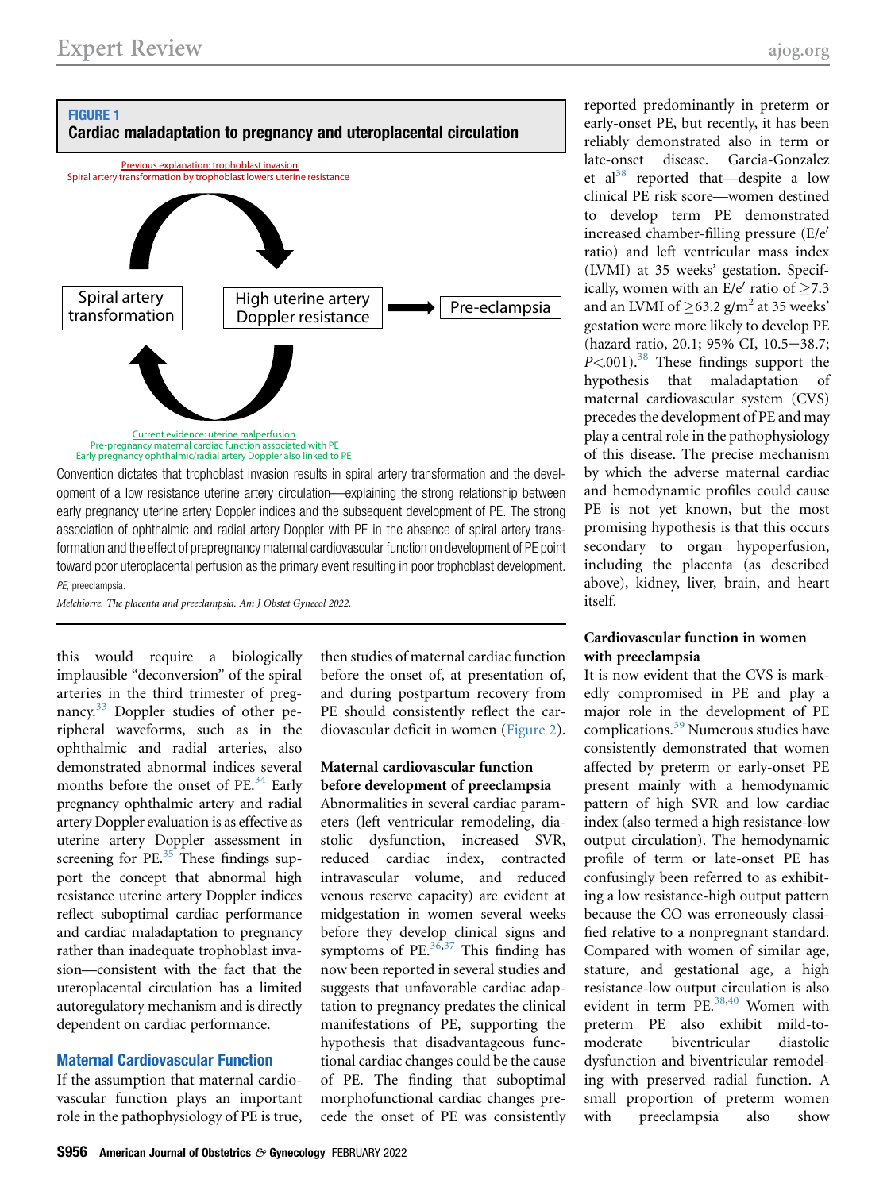**FIGURE 1**
**Cardiac maladaptation to pregnancy and uteroplacental circulation**

Previous explanation: trophoblast invasion
Spiral artery transformation by trophoblast lowers uterine resistance

Spiral artery transformation | High uterine artery Doppler resistance → Pre-eclampsia

Current evidence: uterine malperfusion
Pre-pregnancy maternal cardiac function associated with PE
Early pregnancy ophthalmic/radial artery Doppler also linked to PE

Convention dictates that trophoblast invasion results in spiral artery transformation and the development of a low resistance uterine artery circulation—explaining the strong relationship between early pregnancy uterine artery Doppler indices and the subsequent development of PE. The strong association of ophthalmic and radial artery Doppler with PE in the absence of spiral artery transformation and the effect of prepregnancy maternal cardiovascular function on development of PE point toward poor uteroplacental perfusion as the primary event resulting in poor trophoblast development.
*PE*, preeclampsia.

*Melchiorre. The placenta and preeclampsia. Am J Obstet Gynecol 2022.*

this would require a biologically implausible "deconversion" of the spiral arteries in the third trimester of pregnancy.[33] Doppler studies of other peripheral waveforms, such as in the ophthalmic and radial arteries, also demonstrated abnormal indices several months before the onset of PE.[34] Early pregnancy ophthalmic artery and radial artery Doppler evaluation is as effective as uterine artery Doppler assessment in screening for PE.[35] These findings support the concept that abnormal high resistance uterine artery Doppler indices reflect suboptimal cardiac performance and cardiac maladaptation to pregnancy rather than inadequate trophoblast invasion—consistent with the fact that the uteroplacental circulation has a limited autoregulatory mechanism and is directly dependent on cardiac performance.

## Maternal Cardiovascular Function

If the assumption that maternal cardiovascular function plays an important role in the pathophysiology of PE is true, then studies of maternal cardiac function before the onset of, at presentation of, and during postpartum recovery from PE should consistently reflect the cardiovascular deficit in women (Figure 2).

### Maternal cardiovascular function before development of preeclampsia

Abnormalities in several cardiac parameters (left ventricular remodeling, diastolic dysfunction, increased SVR, reduced cardiac index, contracted intravascular volume, and reduced venous reserve capacity) are evident at midgestation in women several weeks before they develop clinical signs and symptoms of PE.[36,37] This finding has now been reported in several studies and suggests that unfavorable cardiac adaptation to pregnancy predates the clinical manifestations of PE, supporting the hypothesis that disadvantageous functional cardiac changes could be the cause of PE. The finding that suboptimal morphofunctional cardiac changes precede the onset of PE was consistently reported predominantly in preterm or early-onset PE, but recently, it has been reliably demonstrated also in term or late-onset disease. Garcia-Gonzalez et al[38] reported that—despite a low clinical PE risk score—women destined to develop term PE demonstrated increased chamber-filling pressure (E/e′ ratio) and left ventricular mass index (LVMI) at 35 weeks' gestation. Specifically, women with an E/e′ ratio of $\geq$7.3 and an LVMI of $\geq$63.2 g/m$^2$ at 35 weeks' gestation were more likely to develop PE (hazard ratio, 20.1; 95% CI, 10.5−38.7; $P<.001$).[38] These findings support the hypothesis that maladaptation of maternal cardiovascular system (CVS) precedes the development of PE and may play a central role in the pathophysiology of this disease. The precise mechanism by which the adverse maternal cardiac and hemodynamic profiles could cause PE is not yet known, but the most promising hypothesis is that this occurs secondary to organ hypoperfusion, including the placenta (as described above), kidney, liver, brain, and heart itself.

### Cardiovascular function in women with preeclampsia

It is now evident that the CVS is markedly compromised in PE and play a major role in the development of PE complications.[39] Numerous studies have consistently demonstrated that women affected by preterm or early-onset PE present mainly with a hemodynamic pattern of high SVR and low cardiac index (also termed a high resistance-low output circulation). The hemodynamic profile of term or late-onset PE has confusingly been referred to as exhibiting a low resistance-high output pattern because the CO was erroneously classified relative to a nonpregnant standard. Compared with women of similar age, stature, and gestational age, a high resistance-low output circulation is also evident in term PE.[38,40] Women with preterm PE also exhibit mild-to-moderate biventricular diastolic dysfunction and biventricular remodeling with preserved radial function. A small proportion of preterm women with preeclampsia also show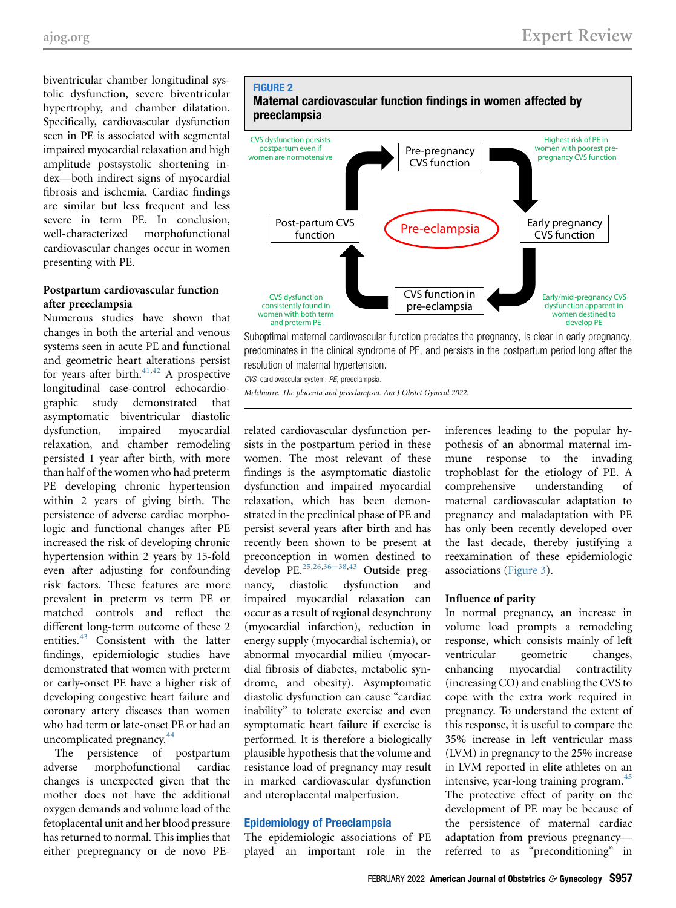biventricular chamber longitudinal systolic dysfunction, severe biventricular hypertrophy, and chamber dilatation. Specifically, cardiovascular dysfunction seen in PE is associated with segmental impaired myocardial relaxation and high amplitude postsystolic shortening index—both indirect signs of myocardial fibrosis and ischemia. Cardiac findings are similar but less frequent and less severe in term PE. In conclusion, well-characterized morphofunctional cardiovascular changes occur in women presenting with PE.

### Postpartum cardiovascular function after preeclampsia

Numerous studies have shown that changes in both the arterial and venous systems seen in acute PE and functional and geometric heart alterations persist for years after birth.[41,42] A prospective longitudinal case-control echocardiographic study demonstrated that asymptomatic biventricular diastolic dysfunction, impaired myocardial relaxation, and chamber remodeling persisted 1 year after birth, with more than half of the women who had preterm PE developing chronic hypertension within 2 years of giving birth. The persistence of adverse cardiac morphologic and functional changes after PE increased the risk of developing chronic hypertension within 2 years by 15-fold even after adjusting for confounding risk factors. These features are more prevalent in preterm vs term PE or matched controls and reflect the different long-term outcome of these 2 entities.[43] Consistent with the latter findings, epidemiologic studies have demonstrated that women with preterm or early-onset PE have a higher risk of developing congestive heart failure and coronary artery diseases than women who had term or late-onset PE or had an uncomplicated pregnancy.[44]

The persistence of postpartum adverse morphofunctional cardiac changes is unexpected given that the mother does not have the additional oxygen demands and volume load of the fetoplacental unit and her blood pressure has returned to normal. This implies that either prepregnancy or de novo PE-related cardiovascular dysfunction persists in the postpartum period in these women. The most relevant of these findings is the asymptomatic diastolic dysfunction and impaired myocardial relaxation, which has been demonstrated in the preclinical phase of PE and persist several years after birth and has recently been shown to be present at preconception in women destined to develop PE.[25,26,36–38,43] Outside pregnancy, diastolic dysfunction and impaired myocardial relaxation can occur as a result of regional desynchrony (myocardial infarction), reduction in energy supply (myocardial ischemia), or abnormal myocardial milieu (myocardial fibrosis of diabetes, metabolic syndrome, and obesity). Asymptomatic diastolic dysfunction can cause "cardiac inability" to tolerate exercise and even symptomatic heart failure if exercise is performed. It is therefore a biologically plausible hypothesis that the volume and resistance load of pregnancy may result in marked cardiovascular dysfunction and uteroplacental malperfusion.

**FIGURE 2**
**Maternal cardiovascular function findings in women affected by preeclampsia**

Pre-pregnancy CVS function → (Highest risk of PE in women with poorest pre-pregnancy CVS function) → Early pregnancy CVS function → (Early/mid-pregnancy CVS dysfunction apparent in women destined to develop PE) → CVS function in pre-eclampsia → (CVS dysfunction consistently found in women with both term and preterm PE) → Post-partum CVS function → (CVS dysfunction persists postpartum even if women are normotensive) → Pre-pregnancy CVS function

Centre: Pre-eclampsia

Suboptimal maternal cardiovascular function predates the pregnancy, is clear in early pregnancy, predominates in the clinical syndrome of PE, and persists in the postpartum period long after the resolution of maternal hypertension.

*CVS*, cardiovascular system; *PE*, preeclampsia.

*Melchiorre. The placenta and preeclampsia. Am J Obstet Gynecol 2022.*

## Epidemiology of Preeclampsia

The epidemiologic associations of PE played an important role in the inferences leading to the popular hypothesis of an abnormal maternal immune response to the invading trophoblast for the etiology of PE. A comprehensive understanding of maternal cardiovascular adaptation to pregnancy and maladaptation with PE has only been recently developed over the last decade, thereby justifying a reexamination of these epidemiologic associations (Figure 3).

### Influence of parity

In normal pregnancy, an increase in volume load prompts a remodeling response, which consists mainly of left ventricular geometric changes, enhancing myocardial contractility (increasing CO) and enabling the CVS to cope with the extra work required in pregnancy. To understand the extent of this response, it is useful to compare the 35% increase in left ventricular mass (LVM) in pregnancy to the 25% increase in LVM reported in elite athletes on an intensive, year-long training program.[45] The protective effect of parity on the development of PE may be because of the persistence of maternal cardiac adaptation from previous pregnancy—referred to as "preconditioning" in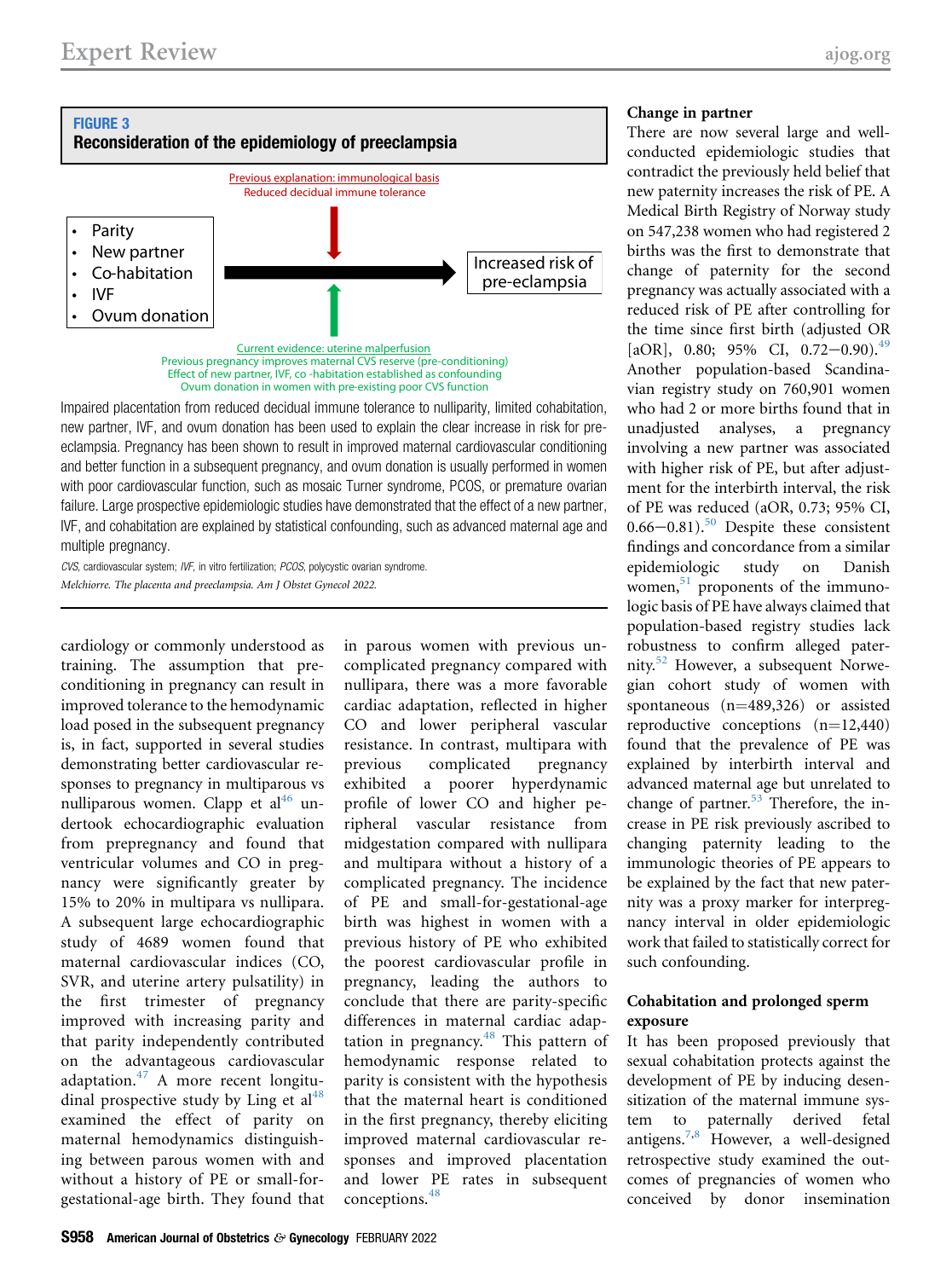**FIGURE 3**
**Reconsideration of the epidemiology of preeclampsia**

- Parity
- New partner
- Co-habitation
- IVF
- Ovum donation

Increased risk of pre-eclampsia

Previous explanation: immunological basis
Reduced decidual immune tolerance

Current evidence: uterine malperfusion
Previous pregnancy improves maternal CVS reserve (pre-conditioning)
Effect of new partner, IVF, co -habitation established as confounding
Ovum donation in women with pre-existing poor CVS function

Impaired placentation from reduced decidual immune tolerance to nulliparity, limited cohabitation, new partner, IVF, and ovum donation has been used to explain the clear increase in risk for preeclampsia. Pregnancy has been shown to result in improved maternal cardiovascular conditioning and better function in a subsequent pregnancy, and ovum donation is usually performed in women with poor cardiovascular function, such as mosaic Turner syndrome, PCOS, or premature ovarian failure. Large prospective epidemiologic studies have demonstrated that the effect of a new partner, IVF, and cohabitation are explained by statistical confounding, such as advanced maternal age and multiple pregnancy.

*CVS*, cardiovascular system; *IVF*, in vitro fertilization; *PCOS*, polycystic ovarian syndrome.

*Melchiorre. The placenta and preeclampsia. Am J Obstet Gynecol 2022.*

cardiology or commonly understood as training. The assumption that preconditioning in pregnancy can result in improved tolerance to the hemodynamic load posed in the subsequent pregnancy is, in fact, supported in several studies demonstrating better cardiovascular responses to pregnancy in multiparous vs nulliparous women. Clapp et al[46] undertook echocardiographic evaluation from prepregnancy and found that ventricular volumes and CO in pregnancy were significantly greater by 15% to 20% in multipara vs nullipara. A subsequent large echocardiographic study of 4689 women found that maternal cardiovascular indices (CO, SVR, and uterine artery pulsatility) in the first trimester of pregnancy improved with increasing parity and that parity independently contributed on the advantageous cardiovascular adaptation.[47] A more recent longitudinal prospective study by Ling et al[48] examined the effect of parity on maternal hemodynamics distinguishing between parous women with and without a history of PE or small-for-gestational-age birth. They found that in parous women with previous uncomplicated pregnancy compared with nullipara, there was a more favorable cardiac adaptation, reflected in higher CO and lower peripheral vascular resistance. In contrast, multipara with previous complicated pregnancy exhibited a poorer hyperdynamic profile of lower CO and higher peripheral vascular resistance from midgestation compared with nullipara and multipara without a history of a complicated pregnancy. The incidence of PE and small-for-gestational-age birth was highest in women with a previous history of PE who exhibited the poorest cardiovascular profile in pregnancy, leading the authors to conclude that there are parity-specific differences in maternal cardiac adaptation in pregnancy.[48] This pattern of hemodynamic response related to parity is consistent with the hypothesis that the maternal heart is conditioned in the first pregnancy, thereby eliciting improved maternal cardiovascular responses and improved placentation and lower PE rates in subsequent conceptions.[48]

### Change in partner

There are now several large and well-conducted epidemiologic studies that contradict the previously held belief that new paternity increases the risk of PE. A Medical Birth Registry of Norway study on 547,238 women who had registered 2 births was the first to demonstrate that change of paternity for the second pregnancy was actually associated with a reduced risk of PE after controlling for the time since first birth (adjusted OR [aOR], 0.80; 95% CI, 0.72−0.90).[49] Another population-based Scandinavian registry study on 760,901 women who had 2 or more births found that in unadjusted analyses, a pregnancy involving a new partner was associated with higher risk of PE, but after adjustment for the interbirth interval, the risk of PE was reduced (aOR, 0.73; 95% CI, 0.66−0.81).[50] Despite these consistent findings and concordance from a similar epidemiologic study on Danish women,[51] proponents of the immunologic basis of PE have always claimed that population-based registry studies lack robustness to confirm alleged paternity.[52] However, a subsequent Norwegian cohort study of women with spontaneous (n=489,326) or assisted reproductive conceptions (n=12,440) found that the prevalence of PE was explained by interbirth interval and advanced maternal age but unrelated to change of partner.[53] Therefore, the increase in PE risk previously ascribed to changing paternity leading to the immunologic theories of PE appears to be explained by the fact that new paternity was a proxy marker for interpregnancy interval in older epidemiologic work that failed to statistically correct for such confounding.

### Cohabitation and prolonged sperm exposure

It has been proposed previously that sexual cohabitation protects against the development of PE by inducing desensitization of the maternal immune system to paternally derived fetal antigens.[7,8] However, a well-designed retrospective study examined the outcomes of pregnancies of women who conceived by donor insemination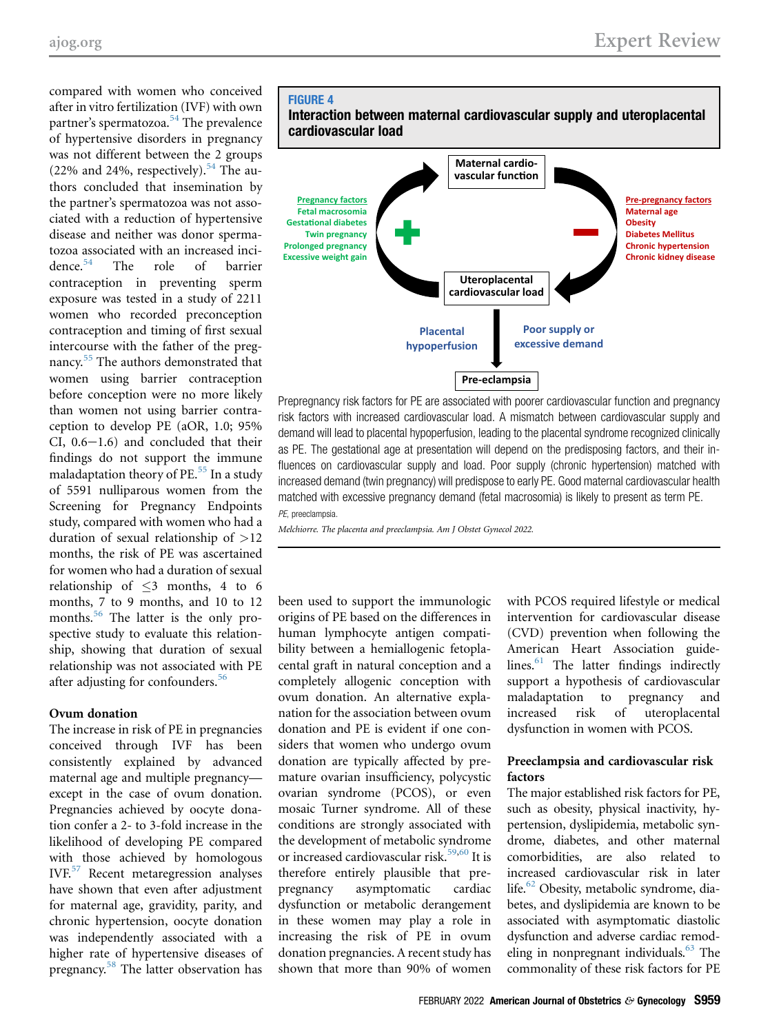compared with women who conceived after in vitro fertilization (IVF) with own partner's spermatozoa.[54] The prevalence of hypertensive disorders in pregnancy was not different between the 2 groups (22% and 24%, respectively).[54] The authors concluded that insemination by the partner's spermatozoa was not associated with a reduction of hypertensive disease and neither was donor spermatozoa associated with an increased incidence.[54] The role of barrier contraception in preventing sperm exposure was tested in a study of 2211 women who recorded preconception contraception and timing of first sexual intercourse with the father of the pregnancy.[55] The authors demonstrated that women using barrier contraception before conception were no more likely than women not using barrier contraception to develop PE (aOR, 1.0; 95% CI, 0.6−1.6) and concluded that their findings do not support the immune maladaptation theory of PE.[55] In a study of 5591 nulliparous women from the Screening for Pregnancy Endpoints study, compared with women who had a duration of sexual relationship of >12 months, the risk of PE was ascertained for women who had a duration of sexual relationship of ≤3 months, 4 to 6 months, 7 to 9 months, and 10 to 12 months.[56] The latter is the only prospective study to evaluate this relationship, showing that duration of sexual relationship was not associated with PE after adjusting for confounders.[56]

### Ovum donation

The increase in risk of PE in pregnancies conceived through IVF has been consistently explained by advanced maternal age and multiple pregnancy—except in the case of ovum donation. Pregnancies achieved by oocyte donation confer a 2- to 3-fold increase in the likelihood of developing PE compared with those achieved by homologous IVF.[57] Recent metaregression analyses have shown that even after adjustment for maternal age, gravidity, parity, and chronic hypertension, oocyte donation was independently associated with a higher rate of hypertensive diseases of pregnancy.[58] The latter observation has been used to support the immunologic origins of PE based on the differences in human lymphocyte antigen compatibility between a hemiallogenic fetoplacental graft in natural conception and a completely allogenic conception with ovum donation. An alternative explanation for the association between ovum donation and PE is evident if one considers that women who undergo ovum donation are typically affected by premature ovarian insufficiency, polycystic ovarian syndrome (PCOS), or even mosaic Turner syndrome. All of these conditions are strongly associated with the development of metabolic syndrome or increased cardiovascular risk.[59,60] It is therefore entirely plausible that prepregnancy asymptomatic cardiac dysfunction or metabolic derangement in these women may play a role in increasing the risk of PE in ovum donation pregnancies. A recent study has shown that more than 90% of women with PCOS required lifestyle or medical intervention for cardiovascular disease (CVD) prevention when following the American Heart Association guidelines.[61] The latter findings indirectly support a hypothesis of cardiovascular maladaptation to pregnancy and increased risk of uteroplacental dysfunction in women with PCOS.

**FIGURE 4**
**Interaction between maternal cardiovascular supply and uteroplacental cardiovascular load**

Prepregnancy risk factors for PE are associated with poorer cardiovascular function and pregnancy risk factors with increased cardiovascular load. A mismatch between cardiovascular supply and demand will lead to placental hypoperfusion, leading to the placental syndrome recognized clinically as PE. The gestational age at presentation will depend on the predisposing factors, and their influences on cardiovascular supply and load. Poor supply (chronic hypertension) matched with increased demand (twin pregnancy) will predispose to early PE. Good maternal cardiovascular health matched with excessive pregnancy demand (fetal macrosomia) is likely to present as term PE.

*PE*, preeclampsia.

*Melchiorre. The placenta and preeclampsia. Am J Obstet Gynecol 2022.*

### Preeclampsia and cardiovascular risk factors

The major established risk factors for PE, such as obesity, physical inactivity, hypertension, dyslipidemia, metabolic syndrome, diabetes, and other maternal comorbidities, are also related to increased cardiovascular risk in later life.[62] Obesity, metabolic syndrome, diabetes, and dyslipidemia are known to be associated with asymptomatic diastolic dysfunction and adverse cardiac remodeling in nonpregnant individuals.[63] The commonality of these risk factors for PE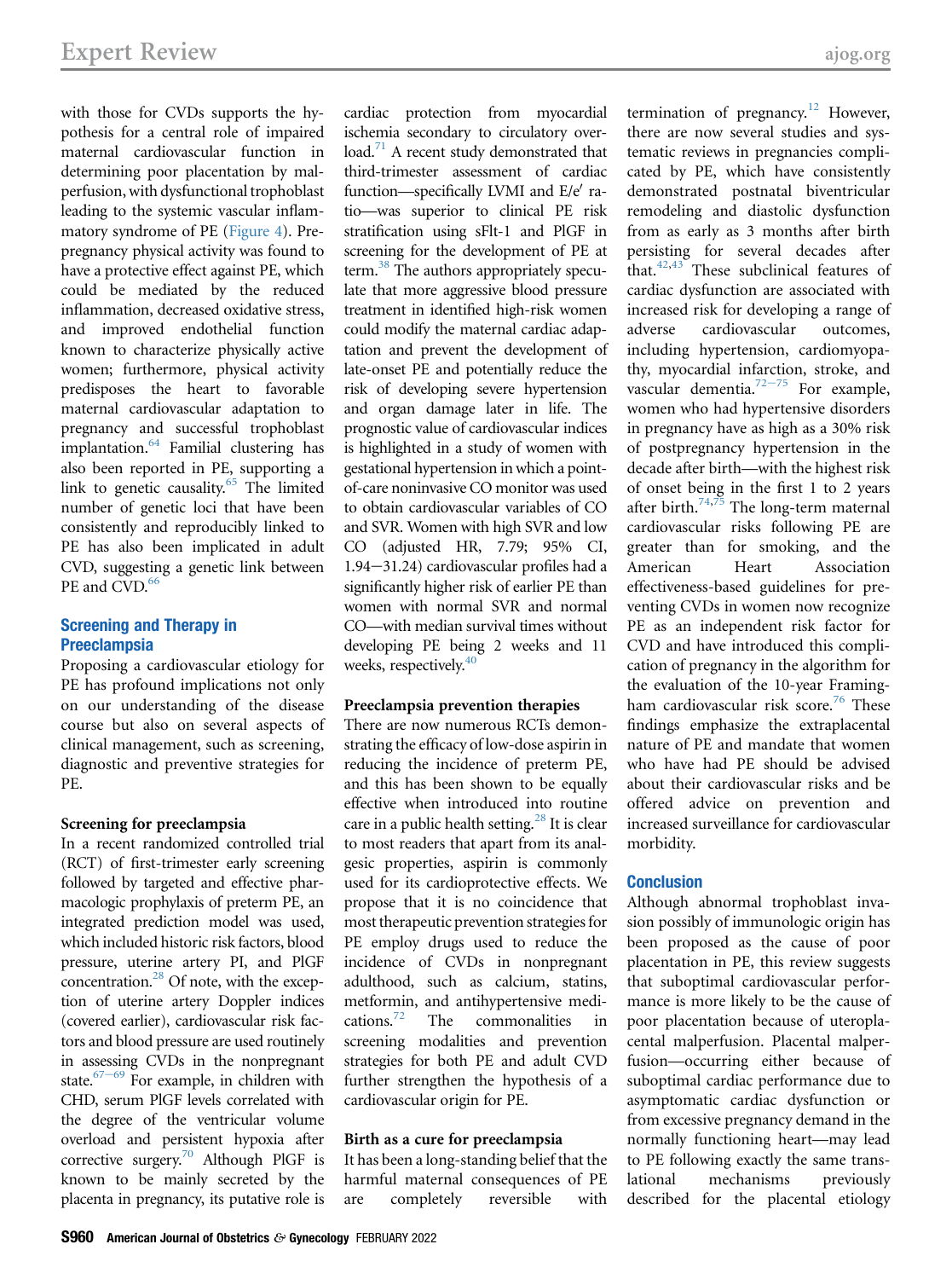with those for CVDs supports the hypothesis for a central role of impaired maternal cardiovascular function in determining poor placentation by malperfusion, with dysfunctional trophoblast leading to the systemic vascular inflammatory syndrome of PE (Figure 4). Prepregnancy physical activity was found to have a protective effect against PE, which could be mediated by the reduced inflammation, decreased oxidative stress, and improved endothelial function known to characterize physically active women; furthermore, physical activity predisposes the heart to favorable maternal cardiovascular adaptation to pregnancy and successful trophoblast implantation.[64] Familial clustering has also been reported in PE, supporting a link to genetic causality.[65] The limited number of genetic loci that have been consistently and reproducibly linked to PE has also been implicated in adult CVD, suggesting a genetic link between PE and CVD.[66]

## Screening and Therapy in Preeclampsia

Proposing a cardiovascular etiology for PE has profound implications not only on our understanding of the disease course but also on several aspects of clinical management, such as screening, diagnostic and preventive strategies for PE.

### Screening for preeclampsia

In a recent randomized controlled trial (RCT) of first-trimester early screening followed by targeted and effective pharmacologic prophylaxis of preterm PE, an integrated prediction model was used, which included historic risk factors, blood pressure, uterine artery PI, and PlGF concentration.[28] Of note, with the exception of uterine artery Doppler indices (covered earlier), cardiovascular risk factors and blood pressure are used routinely in assessing CVDs in the nonpregnant state.[67−69] For example, in children with CHD, serum PlGF levels correlated with the degree of the ventricular volume overload and persistent hypoxia after corrective surgery.[70] Although PlGF is known to be mainly secreted by the placenta in pregnancy, its putative role is cardiac protection from myocardial ischemia secondary to circulatory overload.[71] A recent study demonstrated that third-trimester assessment of cardiac function—specifically LVMI and E/e′ ratio—was superior to clinical PE risk stratification using sFlt-1 and PlGF in screening for the development of PE at term.[38] The authors appropriately speculate that more aggressive blood pressure treatment in identified high-risk women could modify the maternal cardiac adaptation and prevent the development of late-onset PE and potentially reduce the risk of developing severe hypertension and organ damage later in life. The prognostic value of cardiovascular indices is highlighted in a study of women with gestational hypertension in which a point-of-care noninvasive CO monitor was used to obtain cardiovascular variables of CO and SVR. Women with high SVR and low CO (adjusted HR, 7.79; 95% CI, 1.94−31.24) cardiovascular profiles had a significantly higher risk of earlier PE than women with normal SVR and normal CO—with median survival times without developing PE being 2 weeks and 11 weeks, respectively.[40]

### Preeclampsia prevention therapies

There are now numerous RCTs demonstrating the efficacy of low-dose aspirin in reducing the incidence of preterm PE, and this has been shown to be equally effective when introduced into routine care in a public health setting.[28] It is clear to most readers that apart from its analgesic properties, aspirin is commonly used for its cardioprotective effects. We propose that it is no coincidence that most therapeutic prevention strategies for PE employ drugs used to reduce the incidence of CVDs in nonpregnant adulthood, such as calcium, statins, metformin, and antihypertensive medications.[72] The commonalities in screening modalities and prevention strategies for both PE and adult CVD further strengthen the hypothesis of a cardiovascular origin for PE.

### Birth as a cure for preeclampsia

It has been a long-standing belief that the harmful maternal consequences of PE are completely reversible with termination of pregnancy.[12] However, there are now several studies and systematic reviews in pregnancies complicated by PE, which have consistently demonstrated postnatal biventricular remodeling and diastolic dysfunction from as early as 3 months after birth persisting for several decades after that.[42,43] These subclinical features of cardiac dysfunction are associated with increased risk for developing a range of adverse cardiovascular outcomes, including hypertension, cardiomyopathy, myocardial infarction, stroke, and vascular dementia.[72−75] For example, women who had hypertensive disorders in pregnancy have as high as a 30% risk of postpregnancy hypertension in the decade after birth—with the highest risk of onset being in the first 1 to 2 years after birth.[74,75] The long-term maternal cardiovascular risks following PE are greater than for smoking, and the American Heart Association effectiveness-based guidelines for preventing CVDs in women now recognize PE as an independent risk factor for CVD and have introduced this complication of pregnancy in the algorithm for the evaluation of the 10-year Framingham cardiovascular risk score.[76] These findings emphasize the extraplacental nature of PE and mandate that women who have had PE should be advised about their cardiovascular risks and be offered advice on prevention and increased surveillance for cardiovascular morbidity.

## Conclusion

Although abnormal trophoblast invasion possibly of immunologic origin has been proposed as the cause of poor placentation in PE, this review suggests that suboptimal cardiovascular performance is more likely to be the cause of poor placentation because of uteroplacental malperfusion. Placental malperfusion—occurring either because of suboptimal cardiac performance due to asymptomatic cardiac dysfunction or from excessive pregnancy demand in the normally functioning heart—may lead to PE following exactly the same translational mechanisms previously described for the placental etiology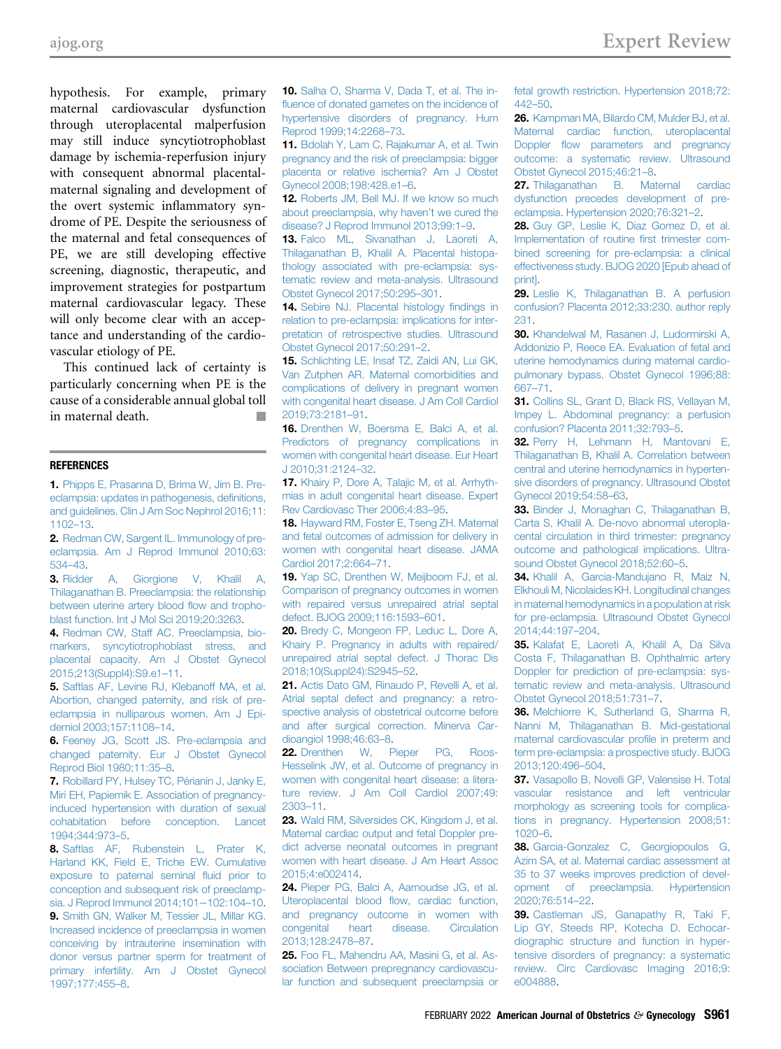hypothesis. For example, primary maternal cardiovascular dysfunction through uteroplacental malperfusion may still induce syncytiotrophoblast damage by ischemia-reperfusion injury with consequent abnormal placental-maternal signaling and development of the overt systemic inflammatory syndrome of PE. Despite the seriousness of the maternal and fetal consequences of PE, we are still developing effective screening, diagnostic, therapeutic, and improvement strategies for postpartum maternal cardiovascular legacy. These will only become clear with an acceptance and understanding of the cardiovascular etiology of PE.

This continued lack of certainty is particularly concerning when PE is the cause of a considerable annual global toll in maternal death. ■

## REFERENCES

1. Phipps E, Prasanna D, Brima W, Jim B. Preeclampsia: updates in pathogenesis, definitions, and guidelines. Clin J Am Soc Nephrol 2016;11:1102–13.
2. Redman CW, Sargent IL. Immunology of preeclampsia. Am J Reprod Immunol 2010;63:534–43.
3. Ridder A, Giorgione V, Khalil A, Thilaganathan B. Preeclampsia: the relationship between uterine artery blood flow and trophoblast function. Int J Mol Sci 2019;20:3263.
4. Redman CW, Staff AC. Preeclampsia, biomarkers, syncytiotrophoblast stress, and placental capacity. Am J Obstet Gynecol 2015;213(Suppl4):S9.e1–11.
5. Saftlas AF, Levine RJ, Klebanoff MA, et al. Abortion, changed paternity, and risk of preeclampsia in nulliparous women. Am J Epidemiol 2003;157:1108–14.
6. Feeney JG, Scott JS. Pre-eclampsia and changed paternity. Eur J Obstet Gynecol Reprod Biol 1980;11:35–8.
7. Robillard PY, Hulsey TC, Périanin J, Janky E, Miri EH, Papiernik E. Association of pregnancy-induced hypertension with duration of sexual cohabitation before conception. Lancet 1994;344:973–5.
8. Saftlas AF, Rubenstein L, Prater K, Harland KK, Field E, Triche EW. Cumulative exposure to paternal seminal fluid prior to conception and subsequent risk of preeclampsia. J Reprod Immunol 2014;101–102:104–10.
9. Smith GN, Walker M, Tessier JL, Millar KG. Increased incidence of preeclampsia in women conceiving by intrauterine insemination with donor versus partner sperm for treatment of primary infertility. Am J Obstet Gynecol 1997;177:455–8.
10. Salha O, Sharma V, Dada T, et al. The influence of donated gametes on the incidence of hypertensive disorders of pregnancy. Hum Reprod 1999;14:2268–73.
11. Bdolah Y, Lam C, Rajakumar A, et al. Twin pregnancy and the risk of preeclampsia: bigger placenta or relative ischemia? Am J Obstet Gynecol 2008;198:428.e1–6.
12. Roberts JM, Bell MJ. If we know so much about preeclampsia, why haven't we cured the disease? J Reprod Immunol 2013;99:1–9.
13. Falco ML, Sivanathan J, Laoreti A, Thilaganathan B, Khalil A. Placental histopathology associated with pre-eclampsia: systematic review and meta-analysis. Ultrasound Obstet Gynecol 2017;50:295–301.
14. Sebire NJ. Placental histology findings in relation to pre-eclampsia: implications for interpretation of retrospective studies. Ultrasound Obstet Gynecol 2017;50:291–2.
15. Schlichting LE, Insaf TZ, Zaidi AN, Lui GK, Van Zutphen AR. Maternal comorbidities and complications of delivery in pregnant women with congenital heart disease. J Am Coll Cardiol 2019;73:2181–91.
16. Drenthen W, Boersma E, Balci A, et al. Predictors of pregnancy complications in women with congenital heart disease. Eur Heart J 2010;31:2124–32.
17. Khairy P, Dore A, Talajic M, et al. Arrhythmias in adult congenital heart disease. Expert Rev Cardiovasc Ther 2006;4:83–95.
18. Hayward RM, Foster E, Tseng ZH. Maternal and fetal outcomes of admission for delivery in women with congenital heart disease. JAMA Cardiol 2017;2:664–71.
19. Yap SC, Drenthen W, Meijboom FJ, et al. Comparison of pregnancy outcomes in women with repaired versus unrepaired atrial septal defect. BJOG 2009;116:1593–601.
20. Bredy C, Mongeon FP, Leduc L, Dore A, Khairy P. Pregnancy in adults with repaired/unrepaired atrial septal defect. J Thorac Dis 2018;10(Suppl24):S2945–52.
21. Actis Dato GM, Rinaudo P, Revelli A, et al. Atrial septal defect and pregnancy: a retrospective analysis of obstetrical outcome before and after surgical correction. Minerva Cardioangiol 1998;46:63–8.
22. Drenthen W, Pieper PG, Roos-Hesselink JW, et al. Outcome of pregnancy in women with congenital heart disease: a literature review. J Am Coll Cardiol 2007;49:2303–11.
23. Wald RM, Silversides CK, Kingdom J, et al. Maternal cardiac output and fetal Doppler predict adverse neonatal outcomes in pregnant women with heart disease. J Am Heart Assoc 2015;4:e002414.
24. Pieper PG, Balci A, Aarnoudse JG, et al. Uteroplacental blood flow, cardiac function, and pregnancy outcome in women with congenital heart disease. Circulation 2013;128:2478–87.
25. Foo FL, Mahendru AA, Masini G, et al. Association Between prepregnancy cardiovascular function and subsequent preeclampsia or fetal growth restriction. Hypertension 2018;72:442–50.
26. Kampman MA, Bilardo CM, Mulder BJ, et al. Maternal cardiac function, uteroplacental Doppler flow parameters and pregnancy outcome: a systematic review. Ultrasound Obstet Gynecol 2015;46:21–8.
27. Thilaganathan B. Maternal cardiac dysfunction precedes development of preeclampsia. Hypertension 2020;76:321–2.
28. Guy GP, Leslie K, Diaz Gomez D, et al. Implementation of routine first trimester combined screening for pre-eclampsia: a clinical effectiveness study. BJOG 2020 [Epub ahead of print].
29. Leslie K, Thilaganathan B. A perfusion confusion? Placenta 2012;33:230. author reply 231.
30. Khandelwal M, Rasanen J, Ludormirski A, Addonizio P, Reece EA. Evaluation of fetal and uterine hemodynamics during maternal cardiopulmonary bypass. Obstet Gynecol 1996;88:667–71.
31. Collins SL, Grant D, Black RS, Vellayan M, Impey L. Abdominal pregnancy: a perfusion confusion? Placenta 2011;32:793–5.
32. Perry H, Lehmann H, Mantovani E, Thilaganathan B, Khalil A. Correlation between central and uterine hemodynamics in hypertensive disorders of pregnancy. Ultrasound Obstet Gynecol 2019;54:58–63.
33. Binder J, Monaghan C, Thilaganathan B, Carta S, Khalil A. De-novo abnormal uteroplacental circulation in third trimester: pregnancy outcome and pathological implications. Ultrasound Obstet Gynecol 2018;52:60–5.
34. Khalil A, Garcia-Mandujano R, Maiz N, Elkhouli M, Nicolaides KH. Longitudinal changes in maternal hemodynamics in a population at risk for pre-eclampsia. Ultrasound Obstet Gynecol 2014;44:197–204.
35. Kalafat E, Laoreti A, Khalil A, Da Silva Costa F, Thilaganathan B. Ophthalmic artery Doppler for prediction of pre-eclampsia: systematic review and meta-analysis. Ultrasound Obstet Gynecol 2018;51:731–7.
36. Melchiorre K, Sutherland G, Sharma R, Nanni M, Thilaganathan B. Mid-gestational maternal cardiovascular profile in preterm and term pre-eclampsia: a prospective study. BJOG 2013;120:496–504.
37. Vasapollo B, Novelli GP, Valensise H. Total vascular resistance and left ventricular morphology as screening tools for complications in pregnancy. Hypertension 2008;51:1020–6.
38. Garcia-Gonzalez C, Georgiopoulos G, Azim SA, et al. Maternal cardiac assessment at 35 to 37 weeks improves prediction of development of preeclampsia. Hypertension 2020;76:514–22.
39. Castleman JS, Ganapathy R, Taki F, Lip GY, Steeds RP, Kotecha D. Echocardiographic structure and function in hypertensive disorders of pregnancy: a systematic review. Circ Cardiovasc Imaging 2016;9:e004888.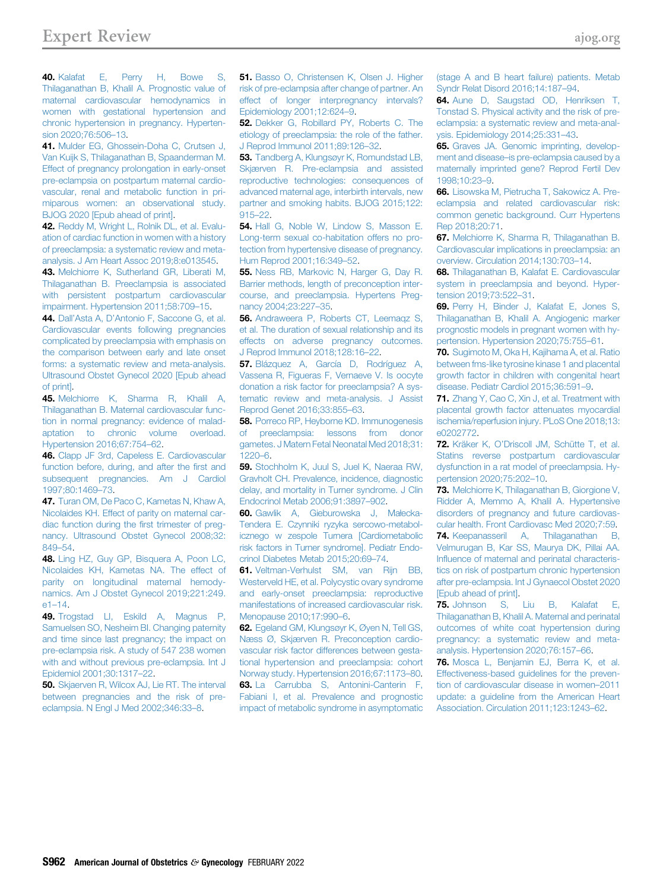40. Kalafat E, Perry H, Bowe S, Thilaganathan B, Khalil A. Prognostic value of maternal cardiovascular hemodynamics in women with gestational hypertension and chronic hypertension in pregnancy. Hypertension 2020;76:506–13.

41. Mulder EG, Ghossein-Doha C, Crutsen J, Van Kuijk S, Thilaganathan B, Spaanderman M. Effect of pregnancy prolongation in early-onset pre-eclampsia on postpartum maternal cardiovascular, renal and metabolic function in primiparous women: an observational study. BJOG 2020 [Epub ahead of print].

42. Reddy M, Wright L, Rolnik DL, et al. Evaluation of cardiac function in women with a history of preeclampsia: a systematic review and meta-analysis. J Am Heart Assoc 2019;8:e013545.

43. Melchiorre K, Sutherland GR, Liberati M, Thilaganathan B. Preeclampsia is associated with persistent postpartum cardiovascular impairment. Hypertension 2011;58:709–15.

44. Dall'Asta A, D'Antonio F, Saccone G, et al. Cardiovascular events following pregnancies complicated by preeclampsia with emphasis on the comparison between early and late onset forms: a systematic review and meta-analysis. Ultrasound Obstet Gynecol 2020 [Epub ahead of print].

45. Melchiorre K, Sharma R, Khalil A, Thilaganathan B. Maternal cardiovascular function in normal pregnancy: evidence of maladaptation to chronic volume overload. Hypertension 2016;67:754–62.

46. Clapp JF 3rd, Capeless E. Cardiovascular function before, during, and after the first and subsequent pregnancies. Am J Cardiol 1997;80:1469–73.

47. Turan OM, De Paco C, Kametas N, Khaw A, Nicolaides KH. Effect of parity on maternal cardiac function during the first trimester of pregnancy. Ultrasound Obstet Gynecol 2008;32:849–54.

48. Ling HZ, Guy GP, Bisquera A, Poon LC, Nicolaides KH, Kametas NA. The effect of parity on longitudinal maternal hemodynamics. Am J Obstet Gynecol 2019;221:249.e1–14.

49. Trogstad LI, Eskild A, Magnus P, Samuelsen SO, Nesheim BI. Changing paternity and time since last pregnancy; the impact on pre-eclampsia risk. A study of 547 238 women with and without previous pre-eclampsia. Int J Epidemiol 2001;30:1317–22.

50. Skjaerven R, Wilcox AJ, Lie RT. The interval between pregnancies and the risk of preeclampsia. N Engl J Med 2002;346:33–8.

51. Basso O, Christensen K, Olsen J. Higher risk of pre-eclampsia after change of partner. An effect of longer interpregnancy intervals? Epidemiology 2001;12:624–9.

52. Dekker G, Robillard PY, Roberts C. The etiology of preeclampsia: the role of the father. J Reprod Immunol 2011;89:126–32.

53. Tandberg A, Klungsøyr K, Romundstad LB, Skjærven R. Pre-eclampsia and assisted reproductive technologies: consequences of advanced maternal age, interbirth intervals, new partner and smoking habits. BJOG 2015;122:915–22.

54. Hall G, Noble W, Lindow S, Masson E. Long-term sexual co-habitation offers no protection from hypertensive disease of pregnancy. Hum Reprod 2001;16:349–52.

55. Ness RB, Markovic N, Harger G, Day R. Barrier methods, length of preconception intercourse, and preeclampsia. Hypertens Pregnancy 2004;23:227–35.

56. Andraweera P, Roberts CT, Leemaqz S, et al. The duration of sexual relationship and its effects on adverse pregnancy outcomes. J Reprod Immunol 2018;128:16–22.

57. Blázquez A, García D, Rodríguez A, Vassena R, Figueras F, Vernaeve V. Is oocyte donation a risk factor for preeclampsia? A systematic review and meta-analysis. J Assist Reprod Genet 2016;33:855–63.

58. Porreco RP, Heyborne KD. Immunogenesis of preeclampsia: lessons from donor gametes. J Matern Fetal Neonatal Med 2018;31:1220–6.

59. Stochholm K, Juul S, Juel K, Naeraa RW, Gravholt CH. Prevalence, incidence, diagnostic delay, and mortality in Turner syndrome. J Clin Endocrinol Metab 2006;91:3897–902.

60. Gawlik A, Gieburowska J, Małecka-Tendera E. Czynniki ryzyka sercowo-metabolicznego w zespole Turnera [Cardiometabolic risk factors in Turner syndrome]. Pediatr Endocrinol Diabetes Metab 2015;20:69–74.

61. Veltman-Verhulst SM, van Rijn BB, Westerveld HE, et al. Polycystic ovary syndrome and early-onset preeclampsia: reproductive manifestations of increased cardiovascular risk. Menopause 2010;17:990–6.

62. Egeland GM, Klungsøyr K, Øyen N, Tell GS, Næss Ø, Skjærven R. Preconception cardiovascular risk factor differences between gestational hypertension and preeclampsia: cohort Norway study. Hypertension 2016;67:1173–80.

63. La Carrubba S, Antonini-Canterin F, Fabiani I, et al. Prevalence and prognostic impact of metabolic syndrome in asymptomatic (stage A and B heart failure) patients. Metab Syndr Relat Disord 2016;14:187–94.

64. Aune D, Saugstad OD, Henriksen T, Tonstad S. Physical activity and the risk of preeclampsia: a systematic review and meta-analysis. Epidemiology 2014;25:331–43.

65. Graves JA. Genomic imprinting, development and disease–is pre-eclampsia caused by a maternally imprinted gene? Reprod Fertil Dev 1998;10:23–9.

66. Lisowska M, Pietrucha T, Sakowicz A. Preeclampsia and related cardiovascular risk: common genetic background. Curr Hypertens Rep 2018;20:71.

67. Melchiorre K, Sharma R, Thilaganathan B. Cardiovascular implications in preeclampsia: an overview. Circulation 2014;130:703–14.

68. Thilaganathan B, Kalafat E. Cardiovascular system in preeclampsia and beyond. Hypertension 2019;73:522–31.

69. Perry H, Binder J, Kalafat E, Jones S, Thilaganathan B, Khalil A. Angiogenic marker prognostic models in pregnant women with hypertension. Hypertension 2020;75:755–61.

70. Sugimoto M, Oka H, Kajihama A, et al. Ratio between fms-like tyrosine kinase 1 and placental growth factor in children with congenital heart disease. Pediatr Cardiol 2015;36:591–9.

71. Zhang Y, Cao C, Xin J, et al. Treatment with placental growth factor attenuates myocardial ischemia/reperfusion injury. PLoS One 2018;13:e0202772.

72. Kräker K, O'Driscoll JM, Schütte T, et al. Statins reverse postpartum cardiovascular dysfunction in a rat model of preeclampsia. Hypertension 2020;75:202–10.

73. Melchiorre K, Thilaganathan B, Giorgione V, Ridder A, Memmo A, Khalil A. Hypertensive disorders of pregnancy and future cardiovascular health. Front Cardiovasc Med 2020;7:59.

74. Keepanasseril A, Thilaganathan B, Velmurugan B, Kar SS, Maurya DK, Pillai AA. Influence of maternal and perinatal characteristics on risk of postpartum chronic hypertension after pre-eclampsia. Int J Gynaecol Obstet 2020 [Epub ahead of print].

75. Johnson S, Liu B, Kalafat E, Thilaganathan B, Khalil A. Maternal and perinatal outcomes of white coat hypertension during pregnancy: a systematic review and meta-analysis. Hypertension 2020;76:157–66.

76. Mosca L, Benjamin EJ, Berra K, et al. Effectiveness-based guidelines for the prevention of cardiovascular disease in women–2011 update: a guideline from the American Heart Association. Circulation 2011;123:1243–62.